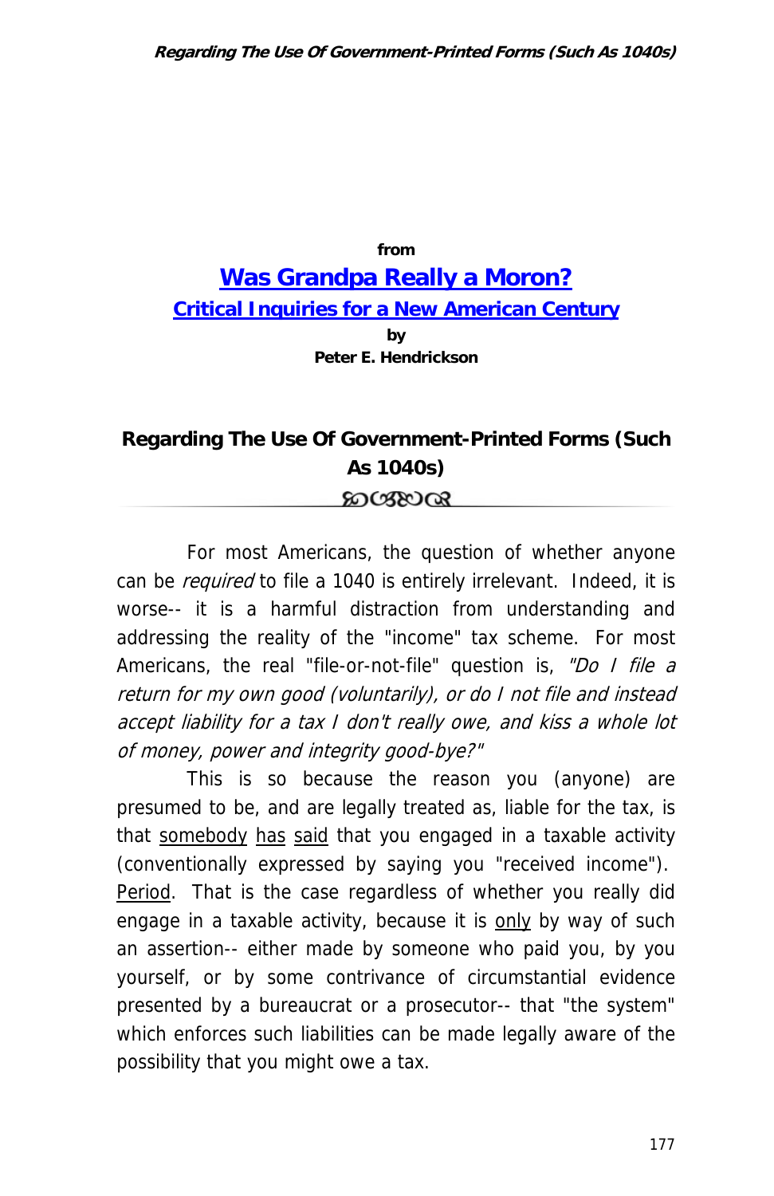**from**

**[Was Grandpa Really a Moron?](#)**

**[Critical Inquiries for a New American Century](#)**

**by**

**Peter E. Hendrickson**

## Regarding The Use Of Government-Printed Forms (Such As 1040s)

ജ്ഞര

For most Americans, the question of whether anyone can be *required* to file a 1040 is entirely irrelevant. Indeed, it is worse-- it is a harmful distraction from understanding and addressing the reality of the "income" tax scheme. For most Americans, the real "file-or-not-file" question is, *"Do I file a return for my own good (voluntarily), or do I not file and instead accept liability for a tax I don't really owe, and kiss a whole lot of money, power and integrity good-bye?"*

This is so because the reason you (anyone) are presumed to be, and are legally treated as, liable for the tax, is that <u>somebody</u> <u>has</u> <u>said</u> that you engaged in a taxable activity (conventionally expressed by saying you "received income"). <u>Period</u>. That is the case regardless of whether you really did engage in a taxable activity, because it is <u>only</u> by way of such an assertion-- either made by someone who paid you, by you yourself, or by some contrivance of circumstantial evidence presented by a bureaucrat or a prosecutor-- that "the system" which enforces such liabilities can be made legally aware of the possibility that you might owe a tax.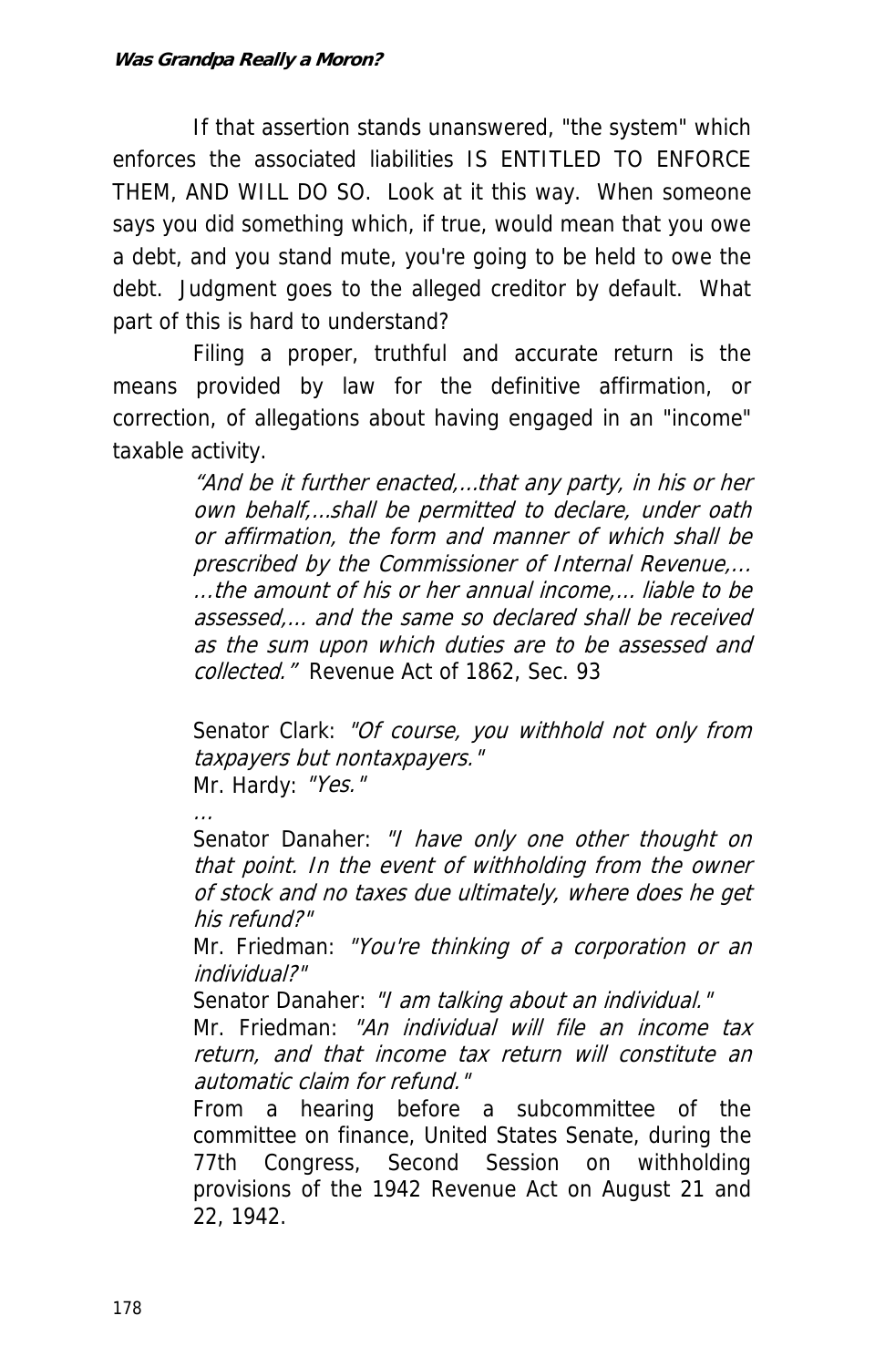If that assertion stands unanswered, "the system" which enforces the associated liabilities IS ENTITLED TO ENFORCE THEM, AND WILL DO SO. Look at it this way. When someone says you did something which, if true, would mean that you owe a debt, and you stand mute, you're going to be held to owe the debt. Judgment goes to the alleged creditor by default. What part of this is hard to understand?

Filing a proper, truthful and accurate return is the means provided by law for the definitive affirmation, or correction, of allegations about having engaged in an "income" taxable activity.

> *"And be it further enacted,...that any party, in his or her own behalf,...shall be permitted to declare, under oath or affirmation, the form and manner of which shall be prescribed by the Commissioner of Internal Revenue,... ...the amount of his or her annual income,... liable to be assessed,... and the same so declared shall be received as the sum upon which duties are to be assessed and collected."* Revenue Act of 1862, Sec. 93

> Senator Clark: *"Of course, you withhold not only from taxpayers but nontaxpayers."*
> Mr. Hardy: *"Yes."*
> ...
> Senator Danaher: *"I have only one other thought on that point. In the event of withholding from the owner of stock and no taxes due ultimately, where does he get his refund?"*
> Mr. Friedman: *"You're thinking of a corporation or an individual?"*
> Senator Danaher: *"I am talking about an individual."*
> Mr. Friedman: *"An individual will file an income tax return, and that income tax return will constitute an automatic claim for refund."*
> From a hearing before a subcommittee of the committee on finance, United States Senate, during the 77th Congress, Second Session on withholding provisions of the 1942 Revenue Act on August 21 and 22, 1942.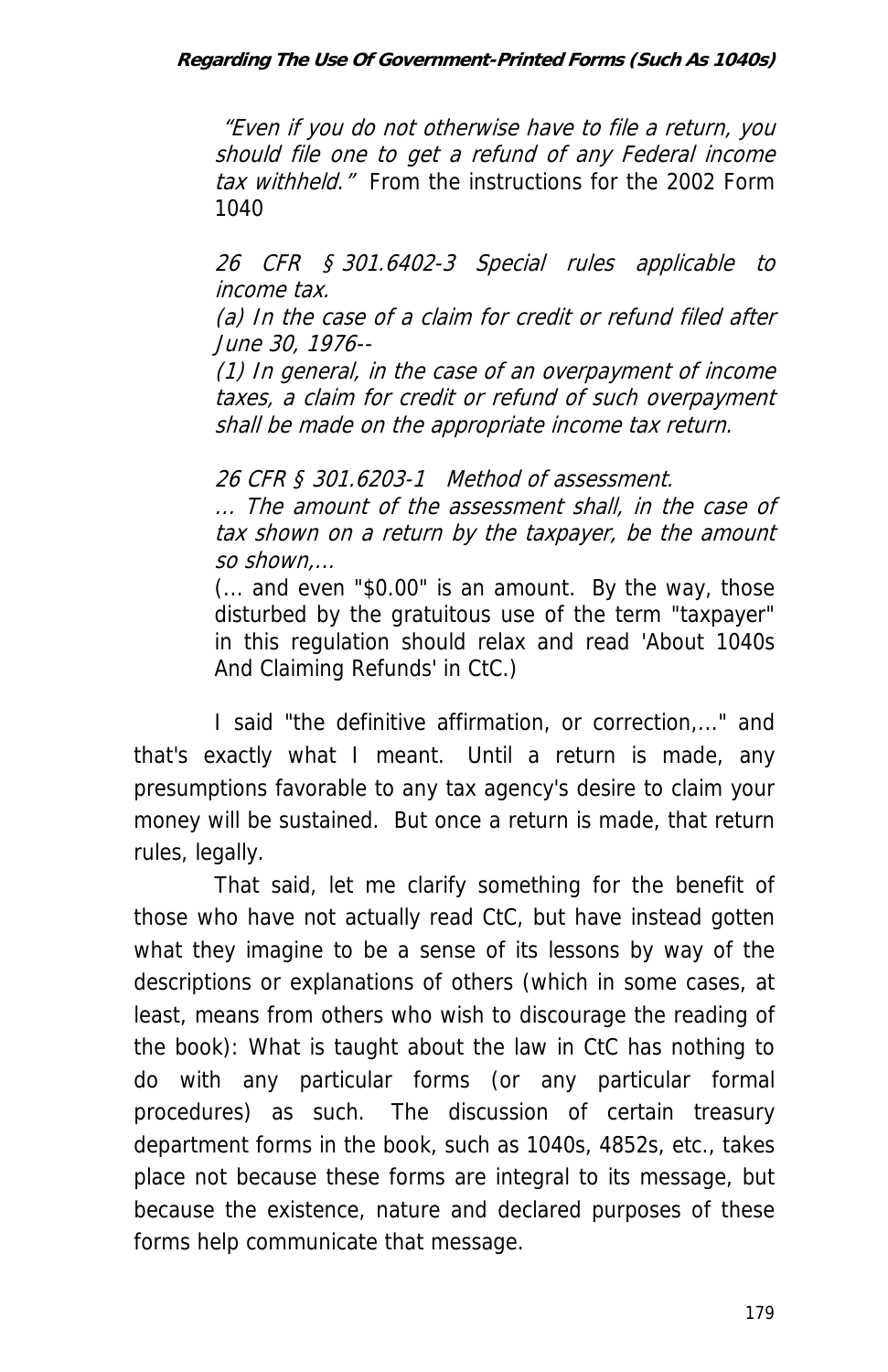*"Even if you do not otherwise have to file a return, you should file one to get a refund of any Federal income tax withheld."* From the instructions for the 2002 Form 1040

*26 CFR § 301.6402-3 Special rules applicable to income tax.*
*(a) In the case of a claim for credit or refund filed after June 30, 1976--*
*(1) In general, in the case of an overpayment of income taxes, a claim for credit or refund of such overpayment shall be made on the appropriate income tax return.*

*26 CFR § 301.6203-1 Method of assessment.*
*... The amount of the assessment shall, in the case of tax shown on a return by the taxpayer, be the amount so shown,...*
(... and even "$0.00" is an amount. By the way, those disturbed by the gratuitous use of the term "taxpayer" in this regulation should relax and read 'About 1040s And Claiming Refunds' in CtC.)

I said "the definitive affirmation, or correction,..." and that's exactly what I meant. Until a return is made, any presumptions favorable to any tax agency's desire to claim your money will be sustained. But once a return is made, that return rules, legally.

That said, let me clarify something for the benefit of those who have not actually read CtC, but have instead gotten what they imagine to be a sense of its lessons by way of the descriptions or explanations of others (which in some cases, at least, means from others who wish to discourage the reading of the book): What is taught about the law in CtC has nothing to do with any particular forms (or any particular formal procedures) as such. The discussion of certain treasury department forms in the book, such as 1040s, 4852s, etc., takes place not because these forms are integral to its message, but because the existence, nature and declared purposes of these forms help communicate that message.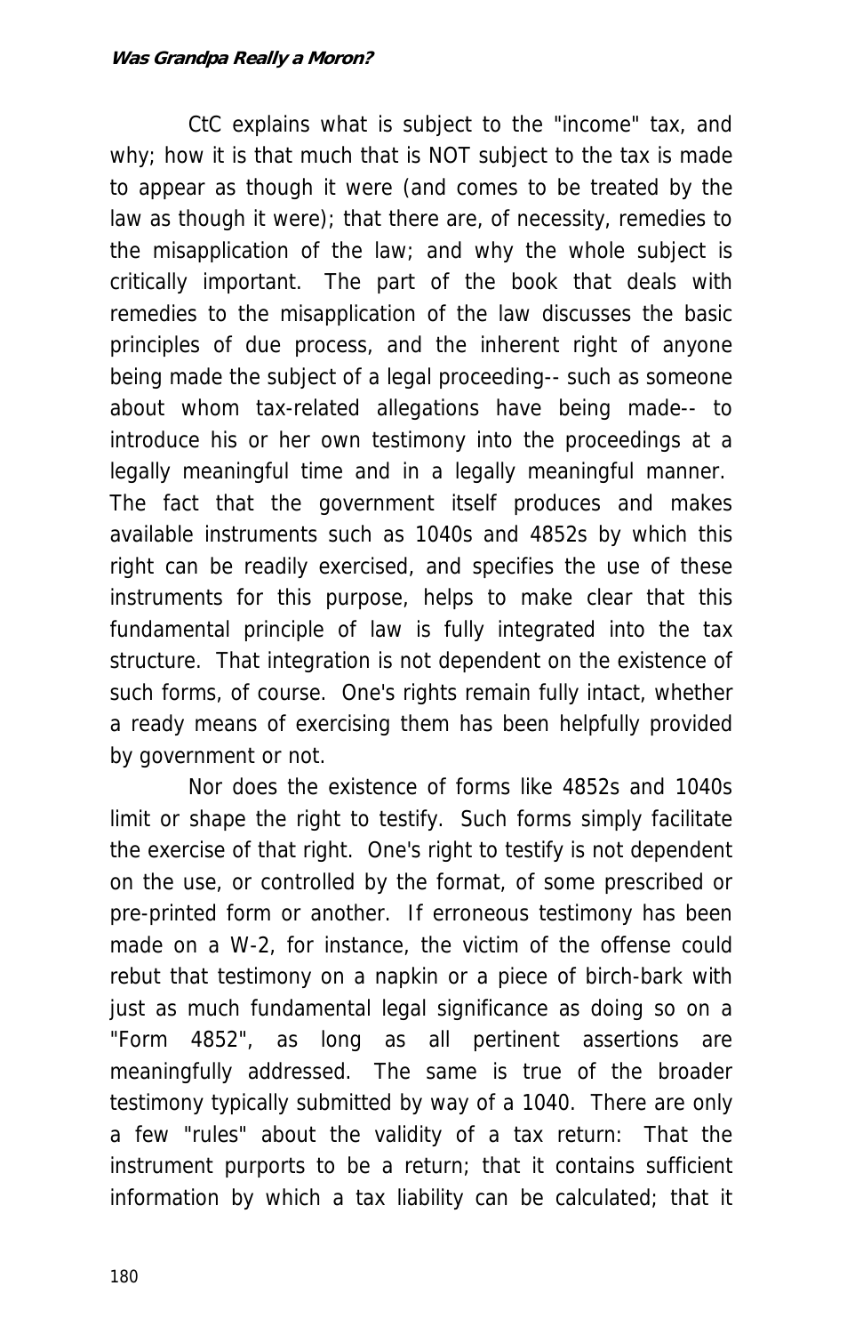CtC explains what is subject to the "income" tax, and why; how it is that much that is NOT subject to the tax is made to appear as though it were (and comes to be treated by the law as though it were); that there are, of necessity, remedies to the misapplication of the law; and why the whole subject is critically important. The part of the book that deals with remedies to the misapplication of the law discusses the basic principles of due process, and the inherent right of anyone being made the subject of a legal proceeding-- such as someone about whom tax-related allegations have being made-- to introduce his or her own testimony into the proceedings at a legally meaningful time and in a legally meaningful manner. The fact that the government itself produces and makes available instruments such as 1040s and 4852s by which this right can be readily exercised, and specifies the use of these instruments for this purpose, helps to make clear that this fundamental principle of law is fully integrated into the tax structure. That integration is not dependent on the existence of such forms, of course. One's rights remain fully intact, whether a ready means of exercising them has been helpfully provided by government or not.

Nor does the existence of forms like 4852s and 1040s limit or shape the right to testify. Such forms simply facilitate the exercise of that right. One's right to testify is not dependent on the use, or controlled by the format, of some prescribed or pre-printed form or another. If erroneous testimony has been made on a W-2, for instance, the victim of the offense could rebut that testimony on a napkin or a piece of birch-bark with just as much fundamental legal significance as doing so on a "Form 4852", as long as all pertinent assertions are meaningfully addressed. The same is true of the broader testimony typically submitted by way of a 1040. There are only a few "rules" about the validity of a tax return: That the instrument purports to be a return; that it contains sufficient information by which a tax liability can be calculated; that it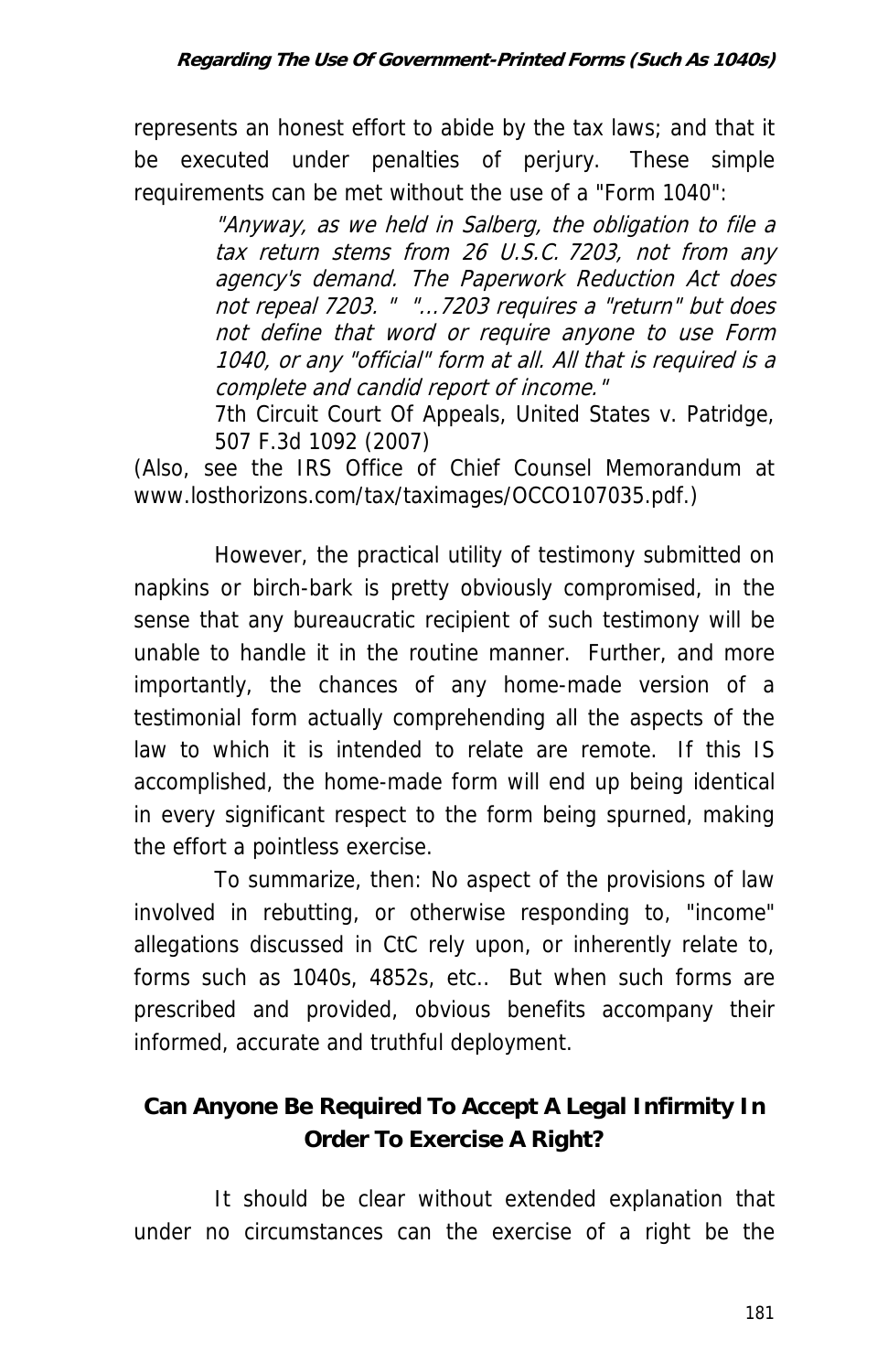represents an honest effort to abide by the tax laws; and that it be executed under penalties of perjury. These simple requirements can be met without the use of a "Form 1040":

> *"Anyway, as we held in Salberg, the obligation to file a tax return stems from 26 U.S.C. 7203, not from any agency's demand. The Paperwork Reduction Act does not repeal 7203. " "...7203 requires a "return" but does not define that word or require anyone to use Form 1040, or any "official" form at all. All that is required is a complete and candid report of income."*
>
> 7th Circuit Court Of Appeals, United States v. Patridge, 507 F.3d 1092 (2007)

(Also, see the IRS Office of Chief Counsel Memorandum at www.losthorizons.com/tax/taximages/OCCO107035.pdf.)

However, the practical utility of testimony submitted on napkins or birch-bark is pretty obviously compromised, in the sense that any bureaucratic recipient of such testimony will be unable to handle it in the routine manner. Further, and more importantly, the chances of any home-made version of a testimonial form actually comprehending all the aspects of the law to which it is intended to relate are remote. If this IS accomplished, the home-made form will end up being identical in every significant respect to the form being spurned, making the effort a pointless exercise.

To summarize, then: No aspect of the provisions of law involved in rebutting, or otherwise responding to, "income" allegations discussed in CtC rely upon, or inherently relate to, forms such as 1040s, 4852s, etc.. But when such forms are prescribed and provided, obvious benefits accompany their informed, accurate and truthful deployment.

## Can Anyone Be Required To Accept A Legal Infirmity In Order To Exercise A Right?

It should be clear without extended explanation that under no circumstances can the exercise of a right be the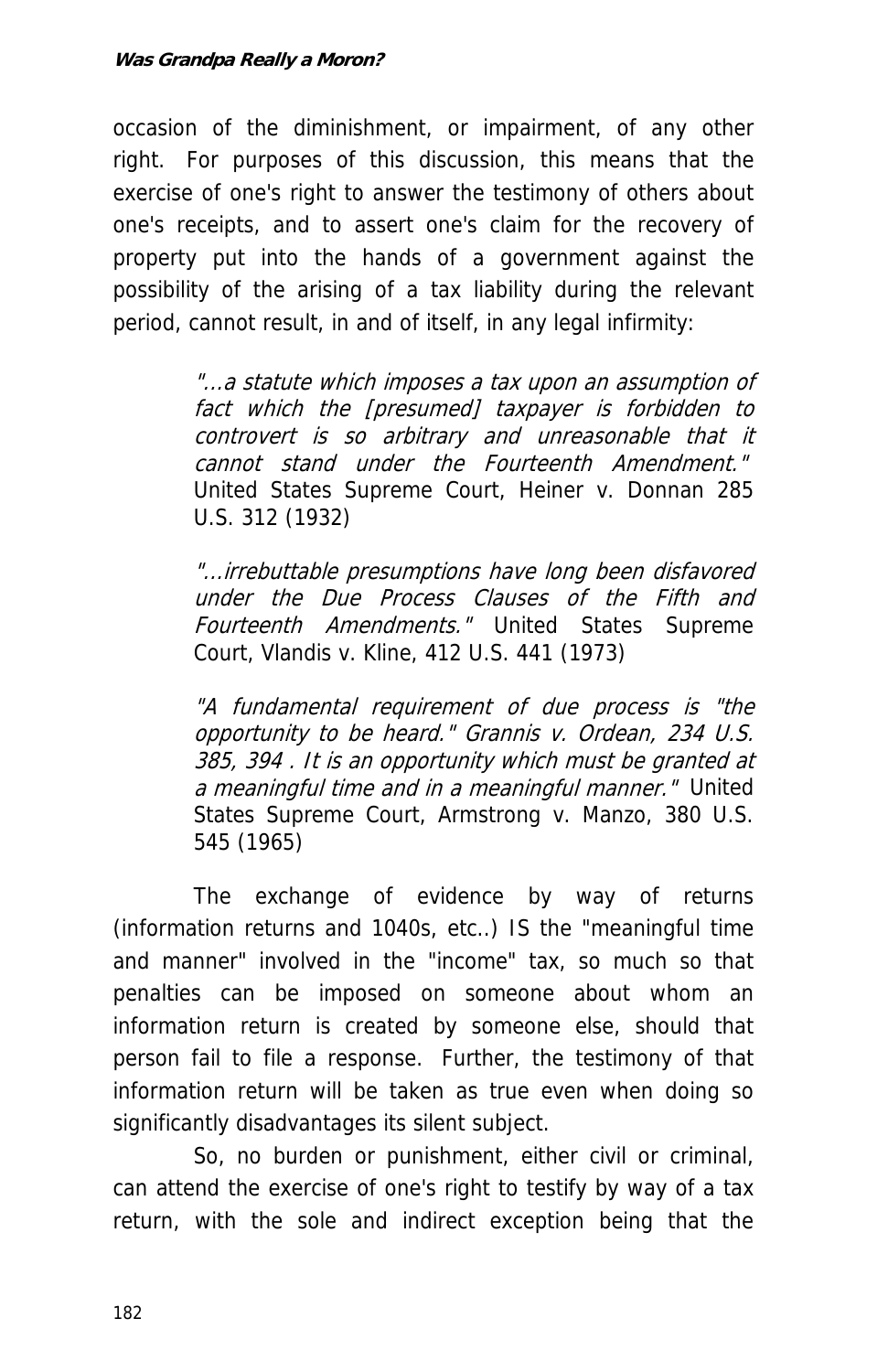occasion of the diminishment, or impairment, of any other right. For purposes of this discussion, this means that the exercise of one's right to answer the testimony of others about one's receipts, and to assert one's claim for the recovery of property put into the hands of a government against the possibility of the arising of a tax liability during the relevant period, cannot result, in and of itself, in any legal infirmity:

> *"...a statute which imposes a tax upon an assumption of fact which the [presumed] taxpayer is forbidden to controvert is so arbitrary and unreasonable that it cannot stand under the Fourteenth Amendment."* United States Supreme Court, Heiner v. Donnan 285 U.S. 312 (1932)

> *"...irrebuttable presumptions have long been disfavored under the Due Process Clauses of the Fifth and Fourteenth Amendments."* United States Supreme Court, Vlandis v. Kline, 412 U.S. 441 (1973)

> *"A fundamental requirement of due process is "the opportunity to be heard." Grannis v. Ordean, 234 U.S. 385, 394 . It is an opportunity which must be granted at a meaningful time and in a meaningful manner."* United States Supreme Court, Armstrong v. Manzo, 380 U.S. 545 (1965)

The exchange of evidence by way of returns (information returns and 1040s, etc..) IS the "meaningful time and manner" involved in the "income" tax, so much so that penalties can be imposed on someone about whom an information return is created by someone else, should that person fail to file a response. Further, the testimony of that information return will be taken as true even when doing so significantly disadvantages its silent subject.

So, no burden or punishment, either civil or criminal, can attend the exercise of one's right to testify by way of a tax return, with the sole and indirect exception being that the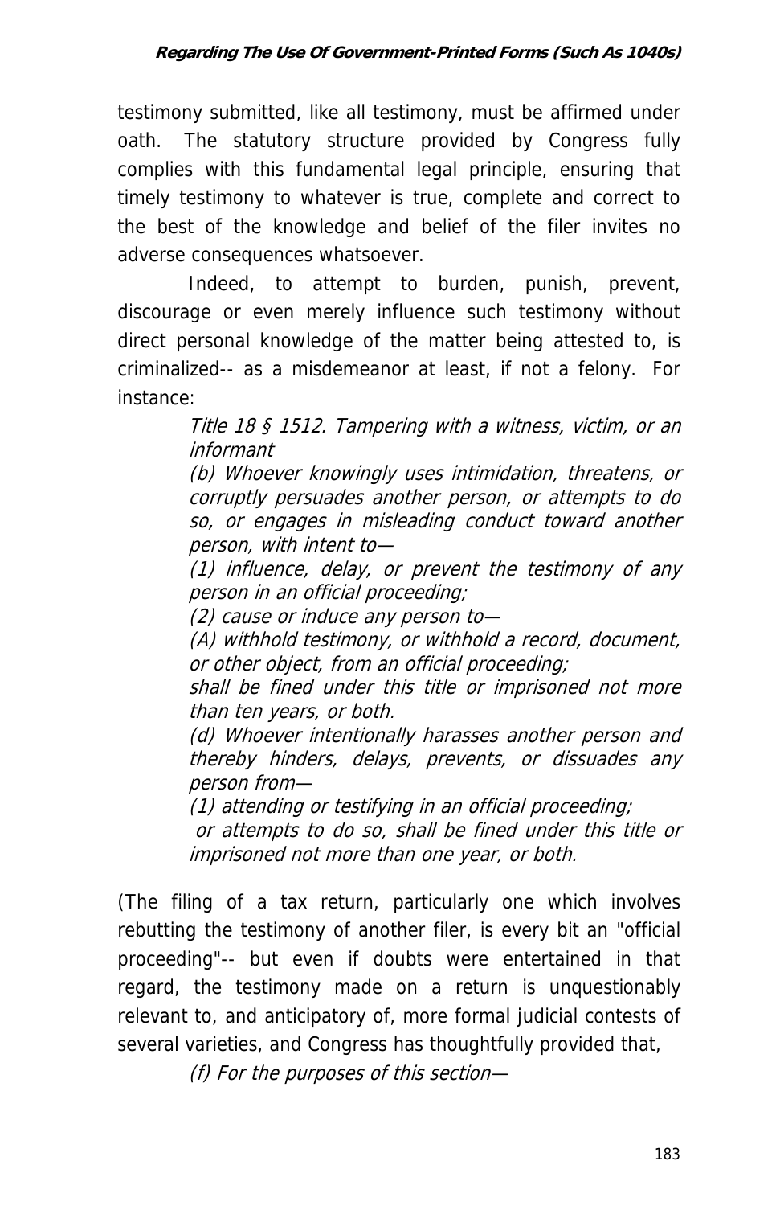testimony submitted, like all testimony, must be affirmed under oath. The statutory structure provided by Congress fully complies with this fundamental legal principle, ensuring that timely testimony to whatever is true, complete and correct to the best of the knowledge and belief of the filer invites no adverse consequences whatsoever.

Indeed, to attempt to burden, punish, prevent, discourage or even merely influence such testimony without direct personal knowledge of the matter being attested to, is criminalized-- as a misdemeanor at least, if not a felony. For instance:

> *Title 18 § 1512. Tampering with a witness, victim, or an informant*
>
> *(b) Whoever knowingly uses intimidation, threatens, or corruptly persuades another person, or attempts to do so, or engages in misleading conduct toward another person, with intent to—*
>
> *(1) influence, delay, or prevent the testimony of any person in an official proceeding;*
>
> *(2) cause or induce any person to—*
>
> *(A) withhold testimony, or withhold a record, document, or other object, from an official proceeding;*
>
> *shall be fined under this title or imprisoned not more than ten years, or both.*
>
> *(d) Whoever intentionally harasses another person and thereby hinders, delays, prevents, or dissuades any person from—*
>
> *(1) attending or testifying in an official proceeding;*
>
> *or attempts to do so, shall be fined under this title or imprisoned not more than one year, or both.*

(The filing of a tax return, particularly one which involves rebutting the testimony of another filer, is every bit an "official proceeding"-- but even if doubts were entertained in that regard, the testimony made on a return is unquestionably relevant to, and anticipatory of, more formal judicial contests of several varieties, and Congress has thoughtfully provided that,

> *(f) For the purposes of this section—*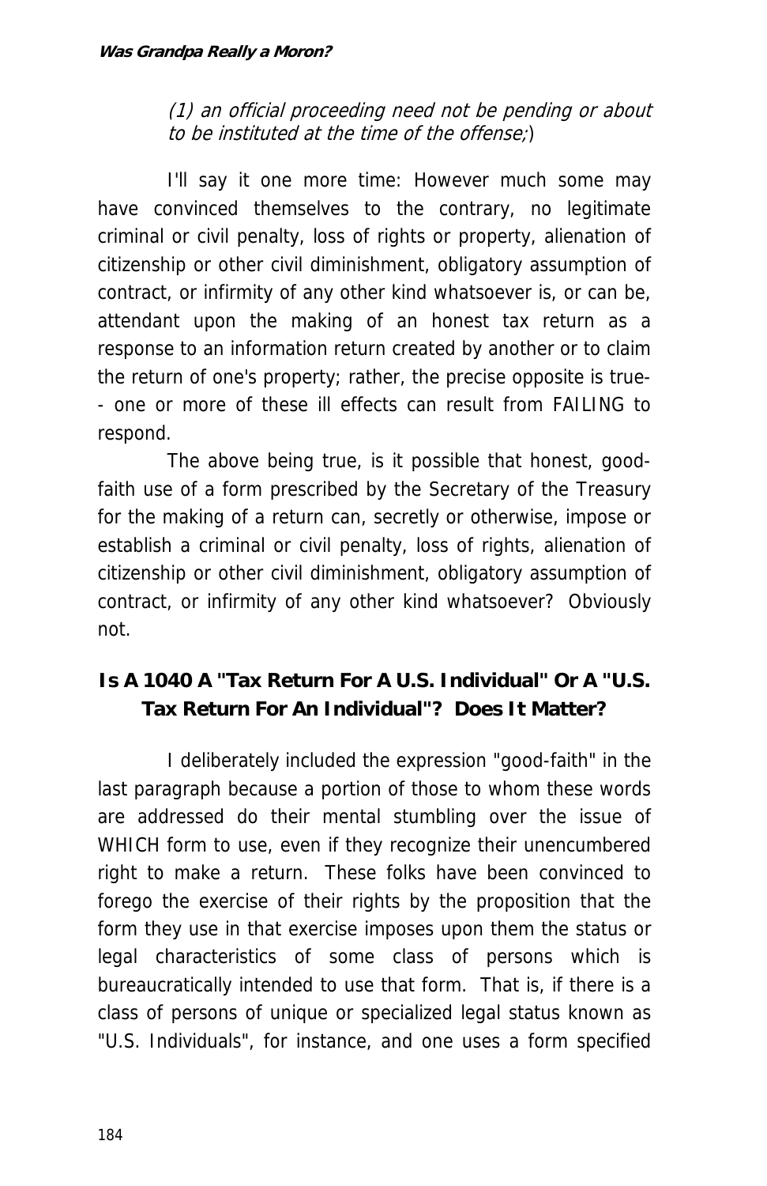*(1) an official proceeding need not be pending or about to be instituted at the time of the offense;*)

I'll say it one more time: However much some may have convinced themselves to the contrary, no legitimate criminal or civil penalty, loss of rights or property, alienation of citizenship or other civil diminishment, obligatory assumption of contract, or infirmity of any other kind whatsoever is, or can be, attendant upon the making of an honest tax return as a response to an information return created by another or to claim the return of one's property; rather, the precise opposite is true-- one or more of these ill effects can result from FAILING to respond.

The above being true, is it possible that honest, good-faith use of a form prescribed by the Secretary of the Treasury for the making of a return can, secretly or otherwise, impose or establish a criminal or civil penalty, loss of rights, alienation of citizenship or other civil diminishment, obligatory assumption of contract, or infirmity of any other kind whatsoever? Obviously not.

## Is A 1040 A "Tax Return For A U.S. Individual" Or A "U.S. Tax Return For An Individual"? Does It Matter?

I deliberately included the expression "good-faith" in the last paragraph because a portion of those to whom these words are addressed do their mental stumbling over the issue of WHICH form to use, even if they recognize their unencumbered right to make a return. These folks have been convinced to forego the exercise of their rights by the proposition that the form they use in that exercise imposes upon them the status or legal characteristics of some class of persons which is bureaucratically intended to use that form. That is, if there is a class of persons of unique or specialized legal status known as "U.S. Individuals", for instance, and one uses a form specified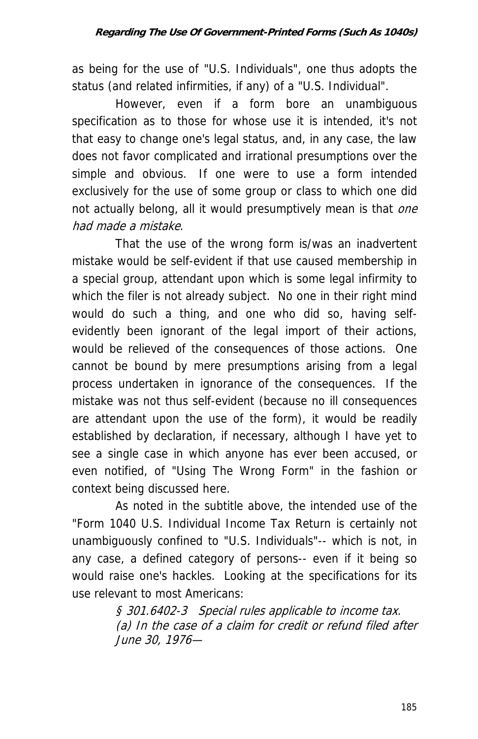as being for the use of "U.S. Individuals", one thus adopts the status (and related infirmities, if any) of a "U.S. Individual".

However, even if a form bore an unambiguous specification as to those for whose use it is intended, it's not that easy to change one's legal status, and, in any case, the law does not favor complicated and irrational presumptions over the simple and obvious. If one were to use a form intended exclusively for the use of some group or class to which one did not actually belong, all it would presumptively mean is that *one had made a mistake*.

That the use of the wrong form is/was an inadvertent mistake would be self-evident if that use caused membership in a special group, attendant upon which is some legal infirmity to which the filer is not already subject. No one in their right mind would do such a thing, and one who did so, having self-evidently been ignorant of the legal import of their actions, would be relieved of the consequences of those actions. One cannot be bound by mere presumptions arising from a legal process undertaken in ignorance of the consequences. If the mistake was not thus self-evident (because no ill consequences are attendant upon the use of the form), it would be readily established by declaration, if necessary, although I have yet to see a single case in which anyone has ever been accused, or even notified, of "Using The Wrong Form" in the fashion or context being discussed here.

As noted in the subtitle above, the intended use of the "Form 1040 U.S. Individual Income Tax Return is certainly not unambiguously confined to "U.S. Individuals"-- which is not, in any case, a defined category of persons-- even if it being so would raise one's hackles. Looking at the specifications for its use relevant to most Americans:

> *§ 301.6402-3 Special rules applicable to income tax.*
> *(a) In the case of a claim for credit or refund filed after June 30, 1976—*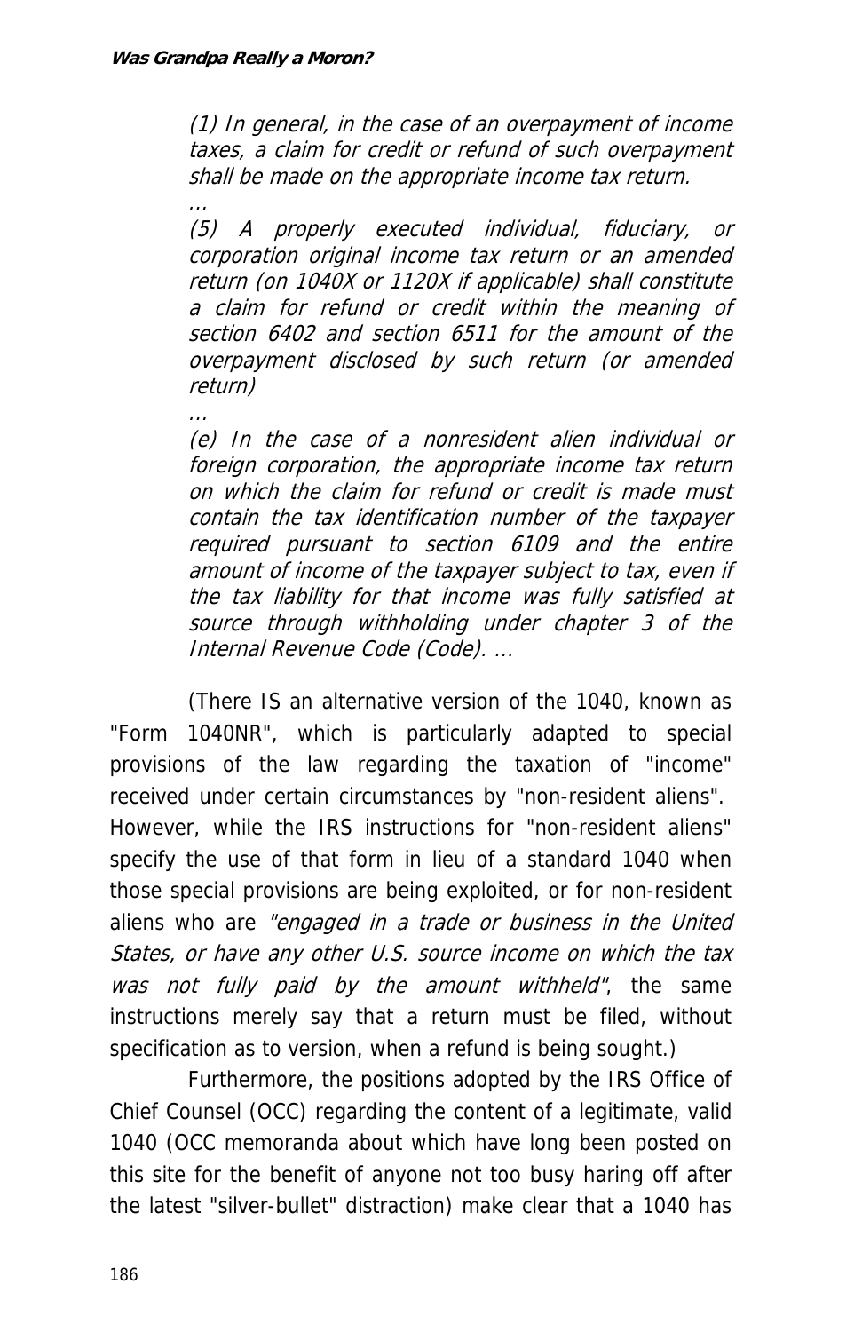> *(1) In general, in the case of an overpayment of income taxes, a claim for credit or refund of such overpayment shall be made on the appropriate income tax return.*
>
> *...*
>
> *(5) A properly executed individual, fiduciary, or corporation original income tax return or an amended return (on 1040X or 1120X if applicable) shall constitute a claim for refund or credit within the meaning of section 6402 and section 6511 for the amount of the overpayment disclosed by such return (or amended return)*
>
> *...*
>
> *(e) In the case of a nonresident alien individual or foreign corporation, the appropriate income tax return on which the claim for refund or credit is made must contain the tax identification number of the taxpayer required pursuant to section 6109 and the entire amount of income of the taxpayer subject to tax, even if the tax liability for that income was fully satisfied at source through withholding under chapter 3 of the Internal Revenue Code (Code). ...*

(There IS an alternative version of the 1040, known as "Form 1040NR", which is particularly adapted to special provisions of the law regarding the taxation of "income" received under certain circumstances by "non-resident aliens". However, while the IRS instructions for "non-resident aliens" specify the use of that form in lieu of a standard 1040 when those special provisions are being exploited, or for non-resident aliens who are *"engaged in a trade or business in the United States, or have any other U.S. source income on which the tax was not fully paid by the amount withheld"*, the same instructions merely say that a return must be filed, without specification as to version, when a refund is being sought.)

Furthermore, the positions adopted by the IRS Office of Chief Counsel (OCC) regarding the content of a legitimate, valid 1040 (OCC memoranda about which have long been posted on this site for the benefit of anyone not too busy haring off after the latest "silver-bullet" distraction) make clear that a 1040 has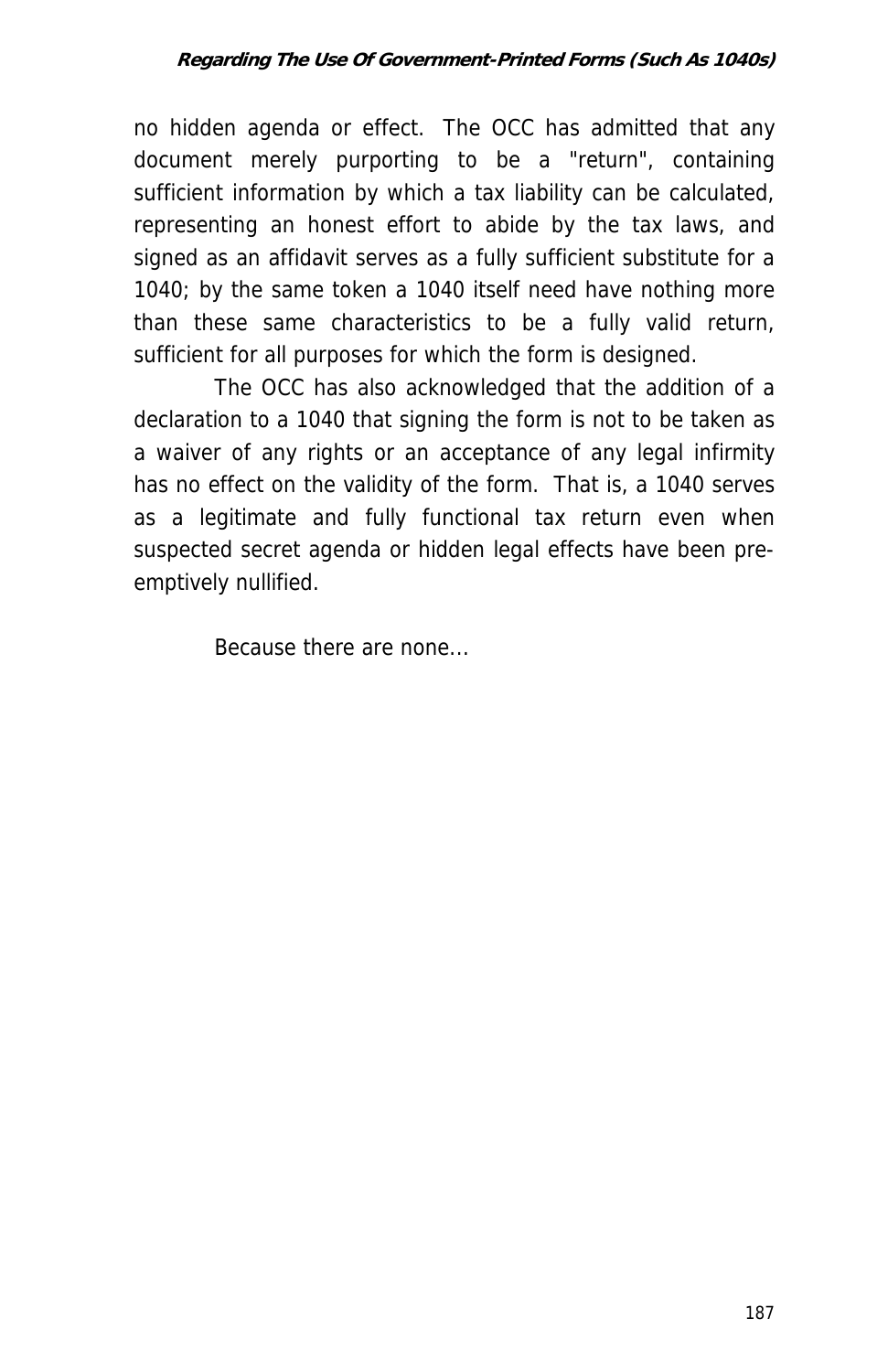no hidden agenda or effect. The OCC has admitted that any document merely purporting to be a "return", containing sufficient information by which a tax liability can be calculated, representing an honest effort to abide by the tax laws, and signed as an affidavit serves as a fully sufficient substitute for a 1040; by the same token a 1040 itself need have nothing more than these same characteristics to be a fully valid return, sufficient for all purposes for which the form is designed.

The OCC has also acknowledged that the addition of a declaration to a 1040 that signing the form is not to be taken as a waiver of any rights or an acceptance of any legal infirmity has no effect on the validity of the form. That is, a 1040 serves as a legitimate and fully functional tax return even when suspected secret agenda or hidden legal effects have been pre-emptively nullified.

Because there are none...